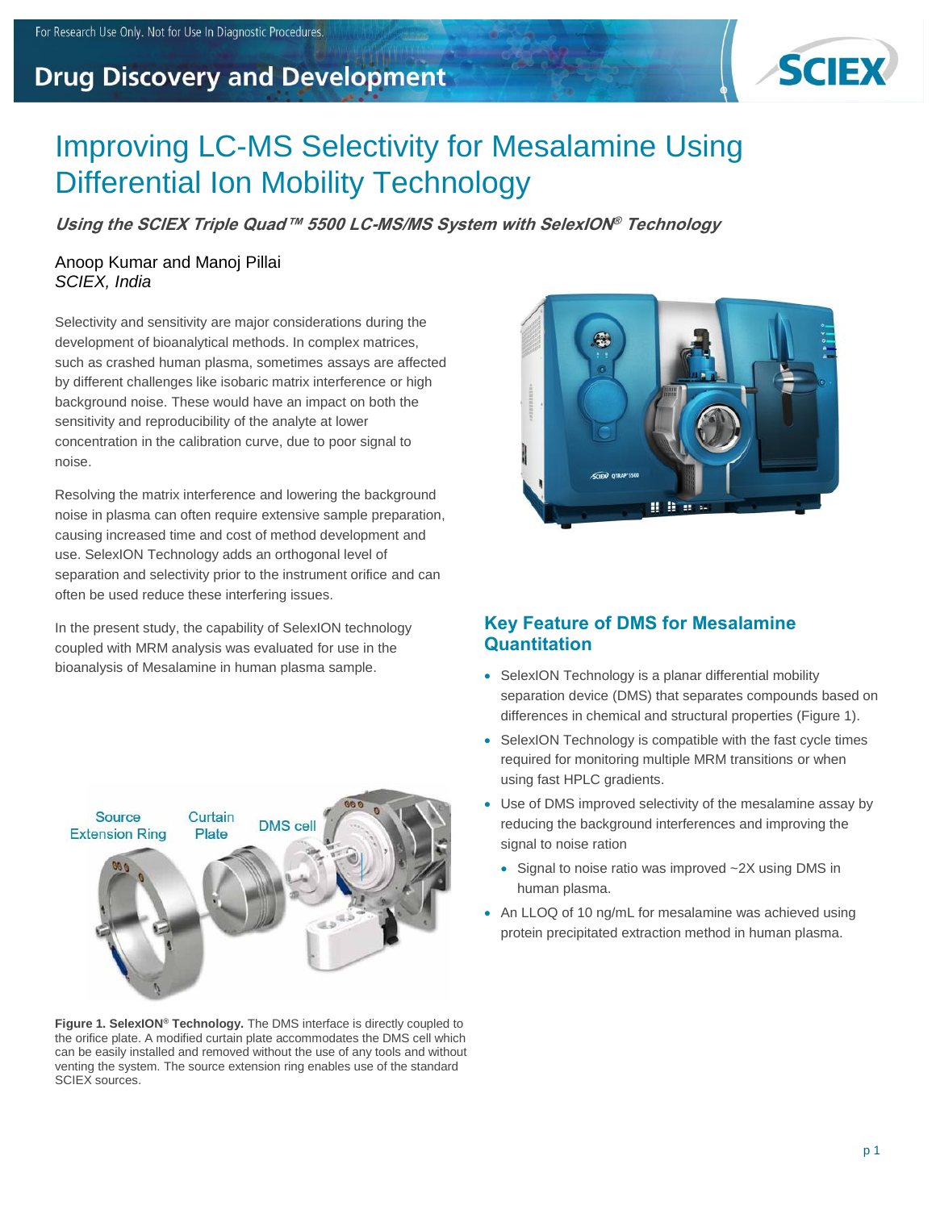For Research Use Only. Not for Use In Diagnostic Procedures.

Drug Discovery and Development

# Improving LC-MS Selectivity for Mesalamine Using Differential Ion Mobility Technology

***Using the SCIEX Triple Quad™ 5500 LC-MS/MS System with SelexION® Technology***

Anoop Kumar and Manoj Pillai
*SCIEX, India*

Selectivity and sensitivity are major considerations during the development of bioanalytical methods. In complex matrices, such as crashed human plasma, sometimes assays are affected by different challenges like isobaric matrix interference or high background noise. These would have an impact on both the sensitivity and reproducibility of the analyte at lower concentration in the calibration curve, due to poor signal to noise.

Resolving the matrix interference and lowering the background noise in plasma can often require extensive sample preparation, causing increased time and cost of method development and use. SelexION Technology adds an orthogonal level of separation and selectivity prior to the instrument orifice and can often be used reduce these interfering issues.

In the present study, the capability of SelexION technology coupled with MRM analysis was evaluated for use in the bioanalysis of Mesalamine in human plasma sample.

**Figure 1. SelexION® Technology.** The DMS interface is directly coupled to the orifice plate. A modified curtain plate accommodates the DMS cell which can be easily installed and removed without the use of any tools and without venting the system. The source extension ring enables use of the standard SCIEX sources.

## Key Feature of DMS for Mesalamine Quantitation

- SelexION Technology is a planar differential mobility separation device (DMS) that separates compounds based on differences in chemical and structural properties (Figure 1).
- SelexION Technology is compatible with the fast cycle times required for monitoring multiple MRM transitions or when using fast HPLC gradients.
- Use of DMS improved selectivity of the mesalamine assay by reducing the background interferences and improving the signal to noise ration
  - Signal to noise ratio was improved ~2X using DMS in human plasma.
- An LLOQ of 10 ng/mL for mesalamine was achieved using protein precipitated extraction method in human plasma.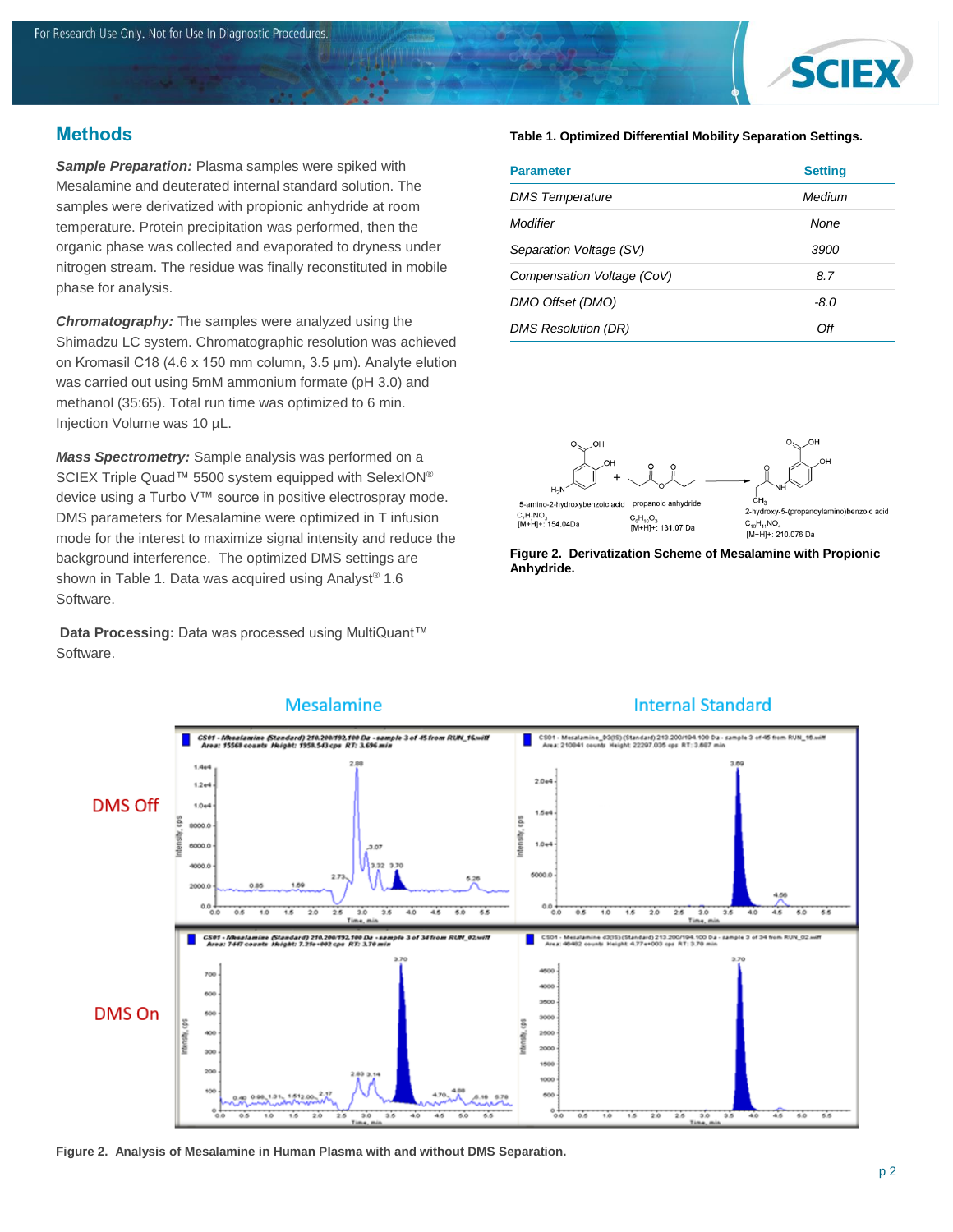## Methods

***Sample Preparation:*** Plasma samples were spiked with Mesalamine and deuterated internal standard solution. The samples were derivatized with propionic anhydride at room temperature. Protein precipitation was performed, then the organic phase was collected and evaporated to dryness under nitrogen stream. The residue was finally reconstituted in mobile phase for analysis.

***Chromatography:*** The samples were analyzed using the Shimadzu LC system. Chromatographic resolution was achieved on Kromasil C18 (4.6 x 150 mm column, 3.5 µm). Analyte elution was carried out using 5mM ammonium formate (pH 3.0) and methanol (35:65). Total run time was optimized to 6 min. Injection Volume was 10 µL.

***Mass Spectrometry:*** Sample analysis was performed on a SCIEX Triple Quad™ 5500 system equipped with SelexION® device using a Turbo V™ source in positive electrospray mode. DMS parameters for Mesalamine were optimized in T infusion mode for the interest to maximize signal intensity and reduce the background interference. The optimized DMS settings are shown in Table 1. Data was acquired using Analyst® 1.6 Software.

**Data Processing:** Data was processed using MultiQuant™ Software.

**Table 1. Optimized Differential Mobility Separation Settings.**

| Parameter | Setting |
|---|---|
| *DMS Temperature* | *Medium* |
| *Modifier* | *None* |
| *Separation Voltage (SV)* | *3900* |
| *Compensation Voltage (CoV)* | *8.7* |
| *DMO Offset (DMO)* | *-8.0* |
| *DMS Resolution (DR)* | *Off* |

5-amino-2-hydroxybenzoic acid, $C_7H_7NO_3$, [M+H]+: 154.04Da + propanoic anhydride, $C_6H_{10}O_3$, [M+H]+: 131.07 Da → 2-hydroxy-5-(propanoylamino)benzoic acid, $C_{10}H_{11}NO_4$, [M+H]+: 210.076 Da

**Figure 2. Derivatization Scheme of Mesalamine with Propionic Anhydride.**

**Figure 2. Analysis of Mesalamine in Human Plasma with and without DMS Separation.**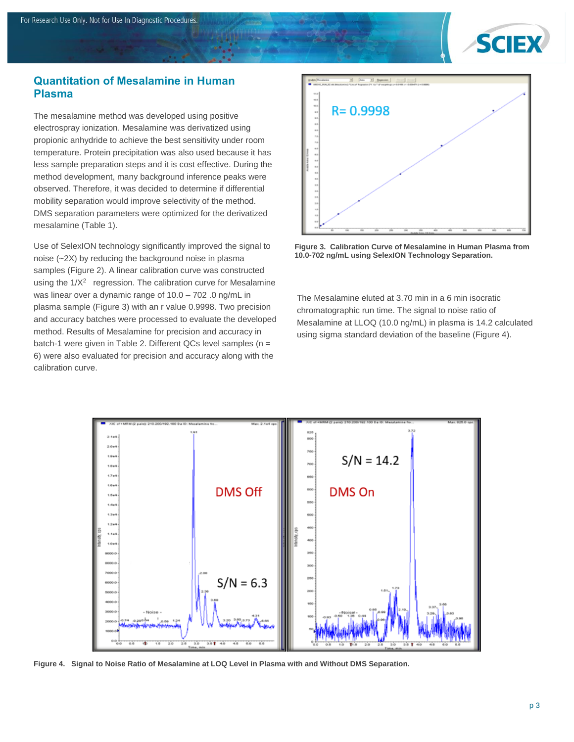## Quantitation of Mesalamine in Human Plasma

The mesalamine method was developed using positive electrospray ionization. Mesalamine was derivatized using propionic anhydride to achieve the best sensitivity under room temperature. Protein precipitation was also used because it has less sample preparation steps and it is cost effective. During the method development, many background inference peaks were observed. Therefore, it was decided to determine if differential mobility separation would improve selectivity of the method. DMS separation parameters were optimized for the derivatized mesalamine (Table 1).

Use of SelexION technology significantly improved the signal to noise (~2X) by reducing the background noise in plasma samples (Figure 2). A linear calibration curve was constructed using the $1/X^2$ regression. The calibration curve for Mesalamine was linear over a dynamic range of 10.0 – 702 .0 ng/mL in plasma sample (Figure 3) with an r value 0.9998. Two precision and accuracy batches were processed to evaluate the developed method. Results of Mesalamine for precision and accuracy in batch-1 were given in Table 2. Different QCs level samples (n = 6) were also evaluated for precision and accuracy along with the calibration curve.

**Figure 3. Calibration Curve of Mesalamine in Human Plasma from 10.0-702 ng/mL using SelexION Technology Separation.**

The Mesalamine eluted at 3.70 min in a 6 min isocratic chromatographic run time. The signal to noise ratio of Mesalamine at LLOQ (10.0 ng/mL) in plasma is 14.2 calculated using sigma standard deviation of the baseline (Figure 4).

**Figure 4. Signal to Noise Ratio of Mesalamine at LOQ Level in Plasma with and Without DMS Separation.**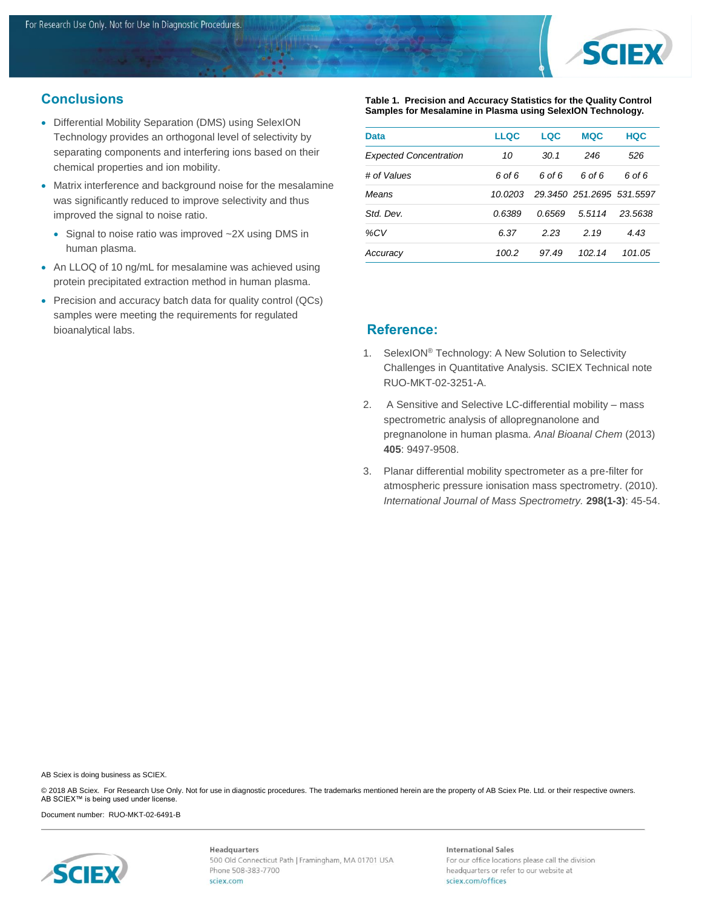## Conclusions

- Differential Mobility Separation (DMS) using SelexION Technology provides an orthogonal level of selectivity by separating components and interfering ions based on their chemical properties and ion mobility.
- Matrix interference and background noise for the mesalamine was significantly reduced to improve selectivity and thus improved the signal to noise ratio.
  - Signal to noise ratio was improved ~2X using DMS in human plasma.
- An LLOQ of 10 ng/mL for mesalamine was achieved using protein precipitated extraction method in human plasma.
- Precision and accuracy batch data for quality control (QCs) samples were meeting the requirements for regulated bioanalytical labs.

**Table 1. Precision and Accuracy Statistics for the Quality Control Samples for Mesalamine in Plasma using SelexION Technology.**

| Data | LLQC | LQC | MQC | HQC |
|---|---|---|---|---|
| *Expected Concentration* | *10* | *30.1* | *246* | *526* |
| *# of Values* | *6 of 6* | *6 of 6* | *6 of 6* | *6 of 6* |
| *Means* | *10.0203* | *29.3450* | *251.2695* | *531.5597* |
| *Std. Dev.* | *0.6389* | *0.6569* | *5.5114* | *23.5638* |
| *%CV* | *6.37* | *2.23* | *2.19* | *4.43* |
| *Accuracy* | *100.2* | *97.49* | *102.14* | *101.05* |

## Reference:

1. SelexION® Technology: A New Solution to Selectivity Challenges in Quantitative Analysis. SCIEX Technical note RUO-MKT-02-3251-A.
2. A Sensitive and Selective LC-differential mobility – mass spectrometric analysis of allopregnanolone and pregnanolone in human plasma. *Anal Bioanal Chem* (2013) **405**: 9497-9508.
3. Planar differential mobility spectrometer as a pre-filter for atmospheric pressure ionisation mass spectrometry. (2010). *International Journal of Mass Spectrometry.* **298(1-3)**: 45-54.

AB Sciex is doing business as SCIEX.

© 2018 AB Sciex. For Research Use Only. Not for use in diagnostic procedures. The trademarks mentioned herein are the property of AB Sciex Pte. Ltd. or their respective owners. AB SCIEX™ is being used under license.

Document number: RUO-MKT-02-6491-B

**Headquarters**
500 Old Connecticut Path | Framingham, MA 01701 USA
Phone 508-383-7700
sciex.com

**International Sales**
For our office locations please call the division headquarters or refer to our website at
sciex.com/offices